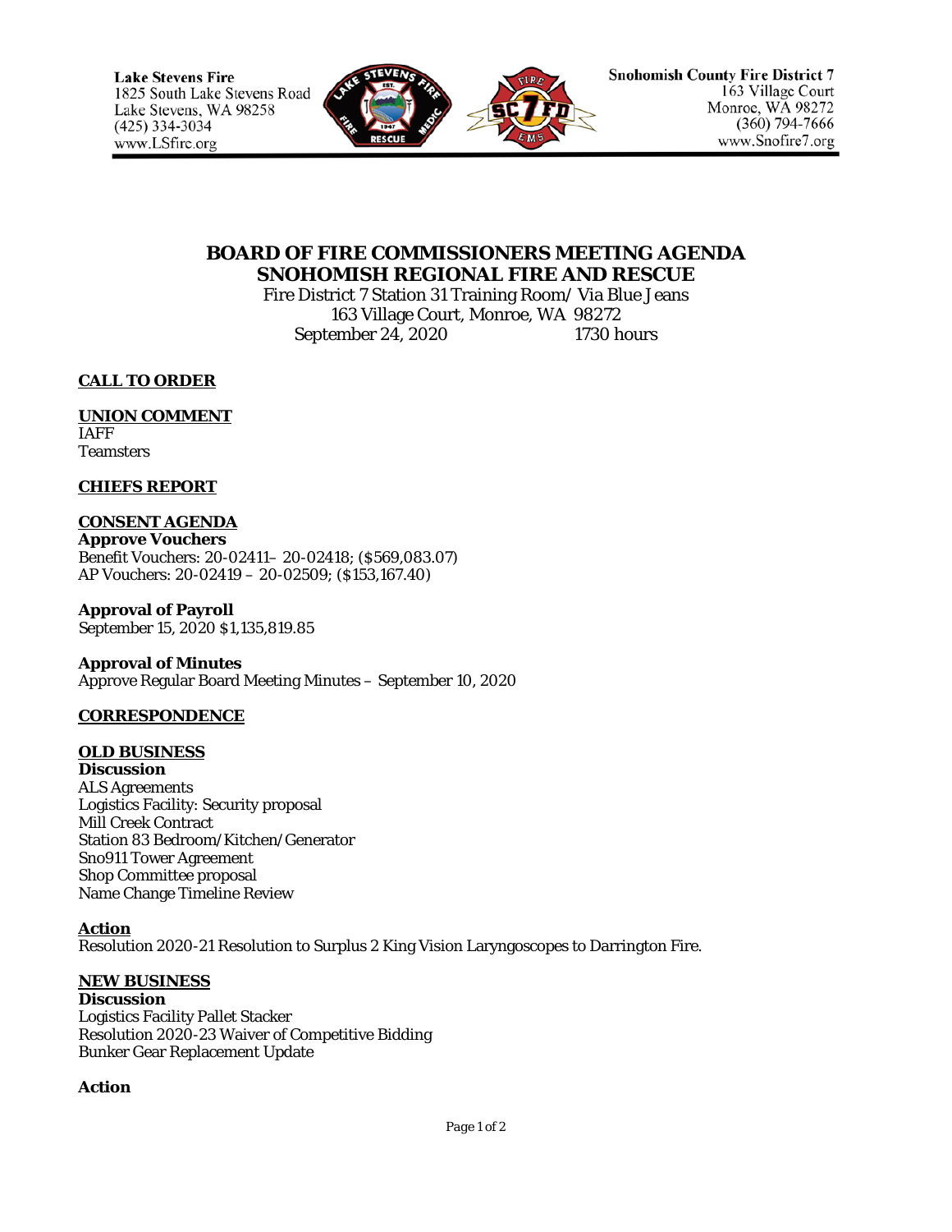Lake Stevens Fire
1825 South Lake Stevens Road
Lake Stevens, WA 98258
(425) 334-3034
www.LSfire.org

Snohomish County Fire District 7
163 Village Court
Monroe, WA 98272
(360) 794-7666
www.Snofire7.org

# BOARD OF FIRE COMMISSIONERS MEETING AGENDA
# SNOHOMISH REGIONAL FIRE AND RESCUE

Fire District 7 Station 31 Training Room/ Via Blue Jeans
163 Village Court, Monroe, WA 98272
September 24, 2020 1730 hours

**CALL TO ORDER**

**UNION COMMENT**
IAFF
Teamsters

**CHIEFS REPORT**

**CONSENT AGENDA**
**Approve Vouchers**
Benefit Vouchers: 20-02411– 20-02418; ($569,083.07)
AP Vouchers: 20-02419 – 20-02509; ($153,167.40)

**Approval of Payroll**
September 15, 2020 $1,135,819.85

**Approval of Minutes**
Approve Regular Board Meeting Minutes – September 10, 2020

**CORRESPONDENCE**

**OLD BUSINESS**
**Discussion**
ALS Agreements
Logistics Facility: Security proposal
Mill Creek Contract
Station 83 Bedroom/Kitchen/Generator
Sno911 Tower Agreement
Shop Committee proposal
Name Change Timeline Review

**Action**
Resolution 2020-21 Resolution to Surplus 2 King Vision Laryngoscopes to Darrington Fire.

**NEW BUSINESS**
**Discussion**
Logistics Facility Pallet Stacker
Resolution 2020-23 Waiver of Competitive Bidding
Bunker Gear Replacement Update

**Action**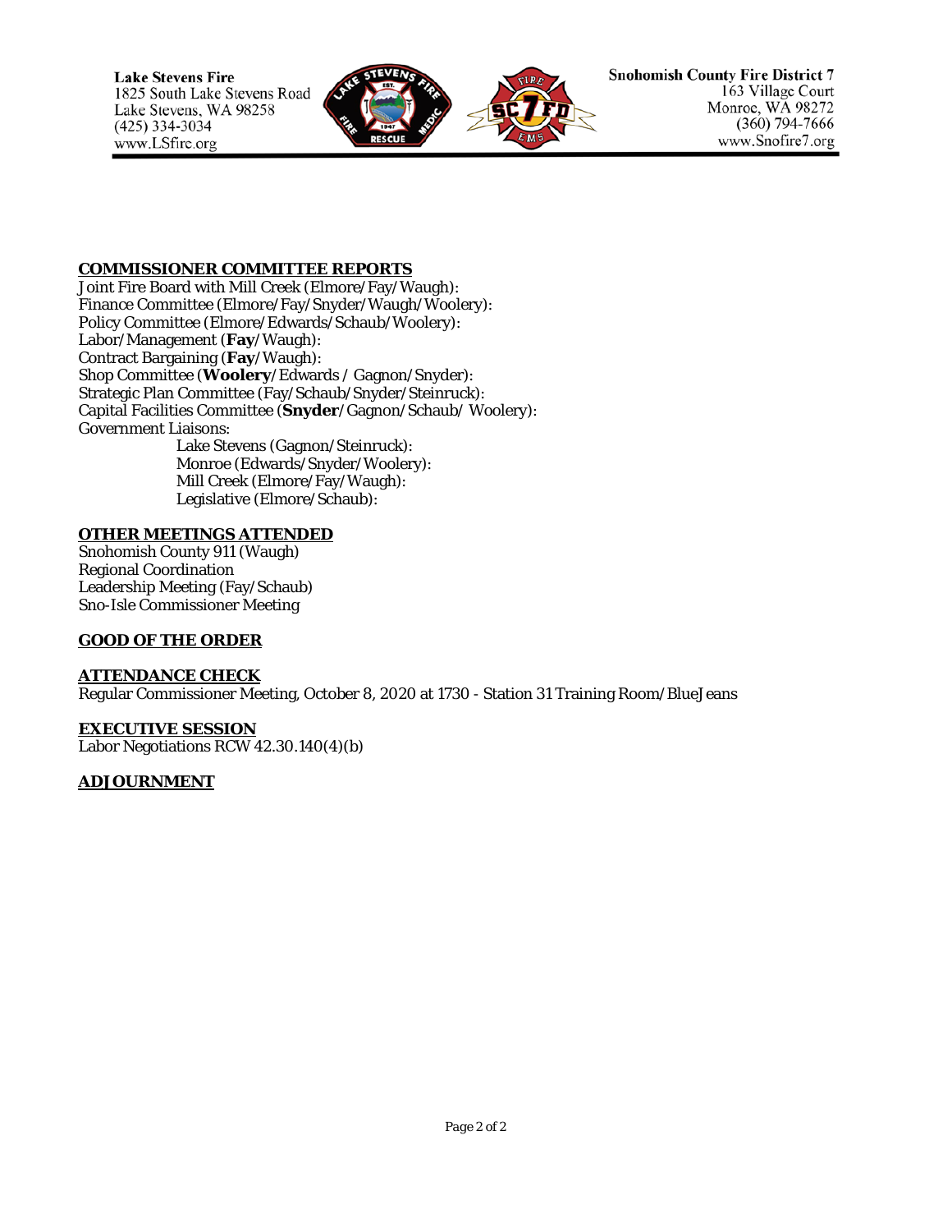**Lake Stevens Fire**
1825 South Lake Stevens Road
Lake Stevens, WA 98258
(425) 334-3034
www.LSfire.org

**Snohomish County Fire District 7**
163 Village Court
Monroe, WA 98272
(360) 794-7666
www.Snofire7.org

## COMMISSIONER COMMITTEE REPORTS

Joint Fire Board with Mill Creek (Elmore/Fay/Waugh):
Finance Committee (Elmore/Fay/Snyder/Waugh/Woolery):
Policy Committee (Elmore/Edwards/Schaub/Woolery):
Labor/Management (**Fay**/Waugh):
Contract Bargaining (**Fay**/Waugh):
Shop Committee (**Woolery**/Edwards / Gagnon/Snyder):
Strategic Plan Committee (Fay/Schaub/Snyder/Steinruck):
Capital Facilities Committee (**Snyder**/Gagnon/Schaub/ Woolery):
Government Liaisons:

- Lake Stevens (Gagnon/Steinruck):
- Monroe (Edwards/Snyder/Woolery):
- Mill Creek (Elmore/Fay/Waugh):
- Legislative (Elmore/Schaub):

## OTHER MEETINGS ATTENDED

Snohomish County 911 (Waugh)
Regional Coordination
Leadership Meeting (Fay/Schaub)
Sno-Isle Commissioner Meeting

## GOOD OF THE ORDER

## ATTENDANCE CHECK

Regular Commissioner Meeting, October 8, 2020 at 1730 - Station 31 Training Room/BlueJeans

## EXECUTIVE SESSION

Labor Negotiations RCW 42.30.140(4)(b)

## ADJOURNMENT